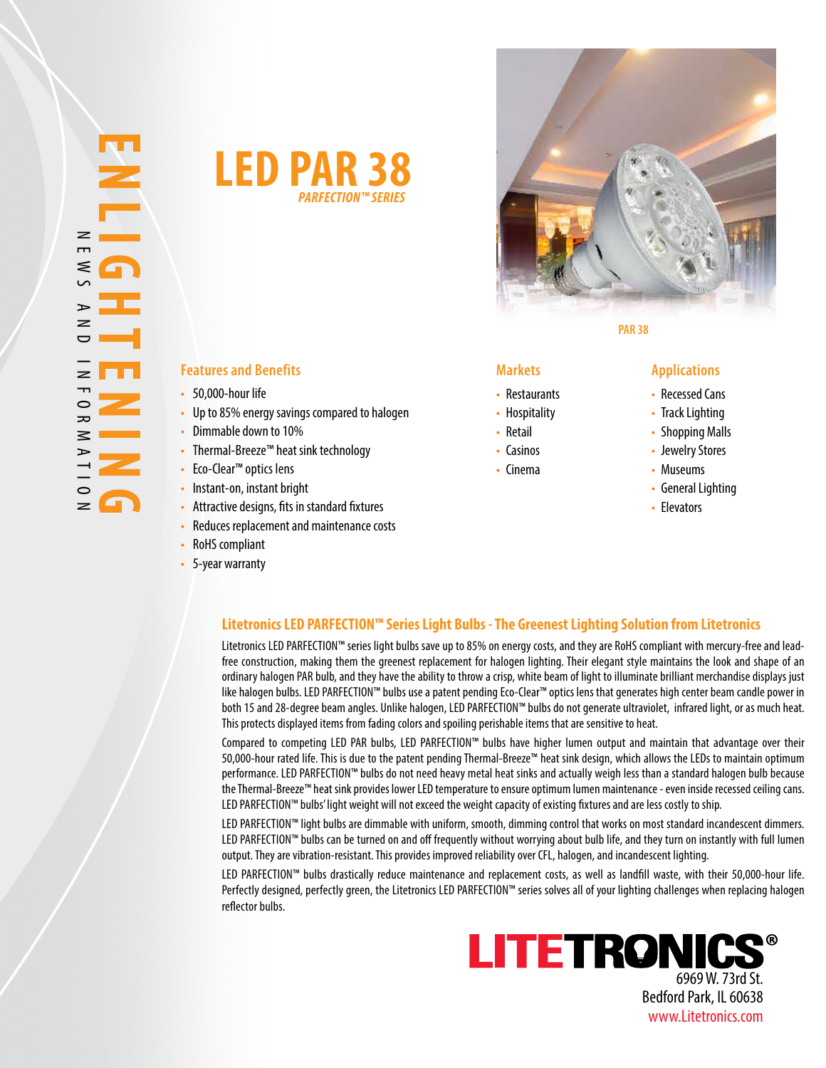ENLIGHTENING

NEWS AND INFORMATION

# LED PAR 38

*PARFECTION™ SERIES*

PAR 38

## Features and Benefits

- 50,000-hour life
- Up to 85% energy savings compared to halogen
- Dimmable down to 10%
- Thermal-Breeze™ heat sink technology
- Eco-Clear™ optics lens
- Instant-on, instant bright
- Attractive designs, fits in standard fixtures
- Reduces replacement and maintenance costs
- RoHS compliant
- 5-year warranty

## Markets

- Restaurants
- Hospitality
- Retail
- Casinos
- Cinema

## Applications

- Recessed Cans
- Track Lighting
- Shopping Malls
- Jewelry Stores
- Museums
- General Lighting
- Elevators

## Litetronics LED PARFECTION™ Series Light Bulbs - The Greenest Lighting Solution from Litetronics

Litetronics LED PARFECTION™ series light bulbs save up to 85% on energy costs, and they are RoHS compliant with mercury-free and lead-free construction, making them the greenest replacement for halogen lighting. Their elegant style maintains the look and shape of an ordinary halogen PAR bulb, and they have the ability to throw a crisp, white beam of light to illuminate brilliant merchandise displays just like halogen bulbs. LED PARFECTION™ bulbs use a patent pending Eco-Clear™ optics lens that generates high center beam candle power in both 15 and 28-degree beam angles. Unlike halogen, LED PARFECTION™ bulbs do not generate ultraviolet, infrared light, or as much heat. This protects displayed items from fading colors and spoiling perishable items that are sensitive to heat.

Compared to competing LED PAR bulbs, LED PARFECTION™ bulbs have higher lumen output and maintain that advantage over their 50,000-hour rated life. This is due to the patent pending Thermal-Breeze™ heat sink design, which allows the LEDs to maintain optimum performance. LED PARFECTION™ bulbs do not need heavy metal heat sinks and actually weigh less than a standard halogen bulb because the Thermal-Breeze™ heat sink provides lower LED temperature to ensure optimum lumen maintenance - even inside recessed ceiling cans. LED PARFECTION™ bulbs' light weight will not exceed the weight capacity of existing fixtures and are less costly to ship.

LED PARFECTION™ light bulbs are dimmable with uniform, smooth, dimming control that works on most standard incandescent dimmers. LED PARFECTION™ bulbs can be turned on and off frequently without worrying about bulb life, and they turn on instantly with full lumen output. They are vibration-resistant. This provides improved reliability over CFL, halogen, and incandescent lighting.

LED PARFECTION™ bulbs drastically reduce maintenance and replacement costs, as well as landfill waste, with their 50,000-hour life. Perfectly designed, perfectly green, the Litetronics LED PARFECTION™ series solves all of your lighting challenges when replacing halogen reflector bulbs.

**LITETRONICS®**

6969 W. 73rd St.
Bedford Park, IL 60638
www.Litetronics.com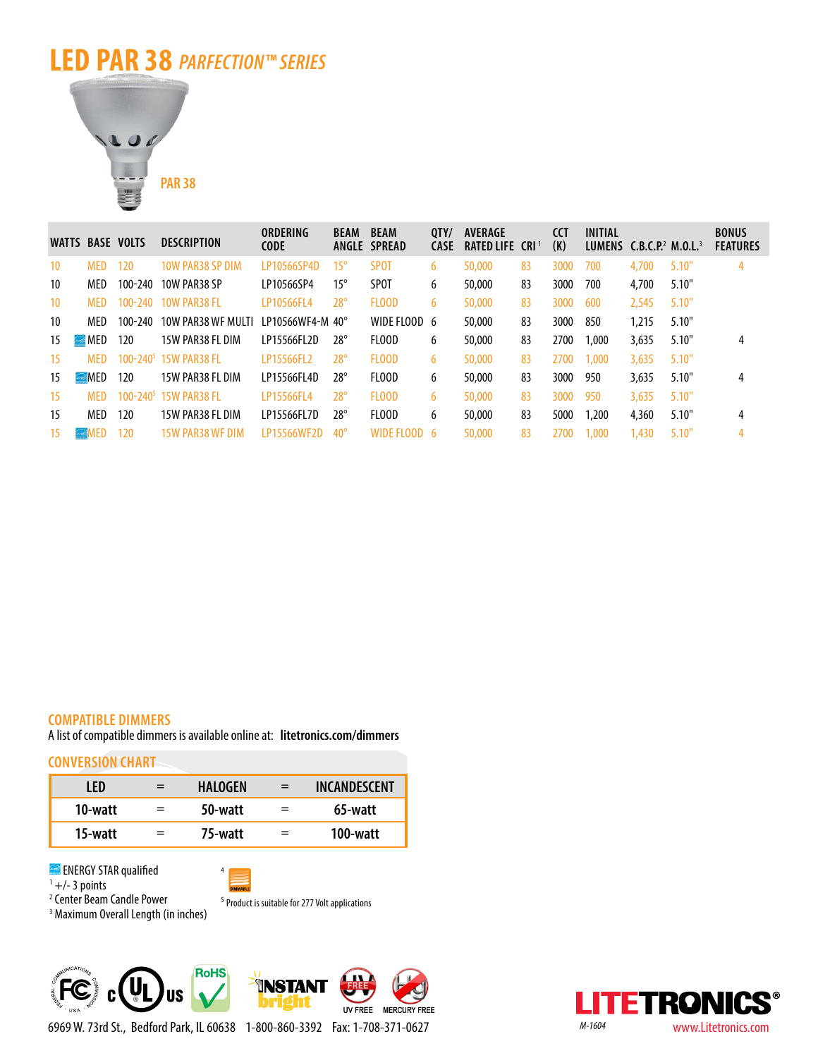# LED PAR 38 *PARFECTION™ SERIES*

PAR 38

| WATTS | BASE | VOLTS | DESCRIPTION | ORDERING CODE | BEAM ANGLE | BEAM SPREAD | QTY/ CASE | AVERAGE RATED LIFE | CRI [1] | CCT (K) | INITIAL LUMENS | C.B.C.P.[2] | M.O.L.[3] | BONUS FEATURES |
|---|---|---|---|---|---|---|---|---|---|---|---|---|---|---|
| 10 | MED | 120 | 10W PAR38 SP DIM | LP10566SP4D | 15° | SPOT | 6 | 50,000 | 83 | 3000 | 700 | 4,700 | 5.10" | 4 |
| 10 | MED | 100-240 | 10W PAR38 SP | LP10566SP4 | 15° | SPOT | 6 | 50,000 | 83 | 3000 | 700 | 4,700 | 5.10" | |
| 10 | MED | 100-240 | 10W PAR38 FL | LP10566FL4 | 28° | FLOOD | 6 | 50,000 | 83 | 3000 | 600 | 2,545 | 5.10" | |
| 10 | MED | 100-240 | 10W PAR38 WF MULTI | LP10566WF4-M | 40° | WIDE FLOOD | 6 | 50,000 | 83 | 3000 | 850 | 1,215 | 5.10" | |
| 15 | MED (ENERGY STAR) | 120 | 15W PAR38 FL DIM | LP15566FL2D | 28° | FLOOD | 6 | 50,000 | 83 | 2700 | 1,000 | 3,635 | 5.10" | 4 |
| 15 | MED | 100-240[5] | 15W PAR38 FL | LP15566FL2 | 28° | FLOOD | 6 | 50,000 | 83 | 2700 | 1,000 | 3,635 | 5.10" | |
| 15 | MED (ENERGY STAR) | 120 | 15W PAR38 FL DIM | LP15566FL4D | 28° | FLOOD | 6 | 50,000 | 83 | 3000 | 950 | 3,635 | 5.10" | 4 |
| 15 | MED | 100-240[5] | 15W PAR38 FL | LP15566FL4 | 28° | FLOOD | 6 | 50,000 | 83 | 3000 | 950 | 3,635 | 5.10" | |
| 15 | MED | 120 | 15W PAR38 FL DIM | LP15566FL7D | 28° | FLOOD | 6 | 50,000 | 83 | 5000 | 1,200 | 4,360 | 5.10" | 4 |
| 15 | MED (ENERGY STAR) | 120 | 15W PAR38 WF DIM | LP15566WF2D | 40° | WIDE FLOOD | 6 | 50,000 | 83 | 2700 | 1,000 | 1,430 | 5.10" | 4 |

## COMPATIBLE DIMMERS

A list of compatible dimmers is available online at: **litetronics.com/dimmers**

## CONVERSION CHART

| LED | = | HALOGEN | = | INCANDESCENT |
|---|---|---|---|---|
| 10-watt | = | 50-watt | = | 65-watt |
| 15-watt | = | 75-watt | = | 100-watt |

ENERGY STAR qualified
[1] +/- 3 points
[2] Center Beam Candle Power
[3] Maximum Overall Length (in inches)
[4] DIMMABLE
[5] Product is suitable for 277 Volt applications

FC c UL US RoHS INSTANT bright UV FREE MERCURY FREE

6969 W. 73rd St., Bedford Park, IL 60638 1-800-860-3392 Fax: 1-708-371-0627

LITETRONICS®
M-1604
www.Litetronics.com